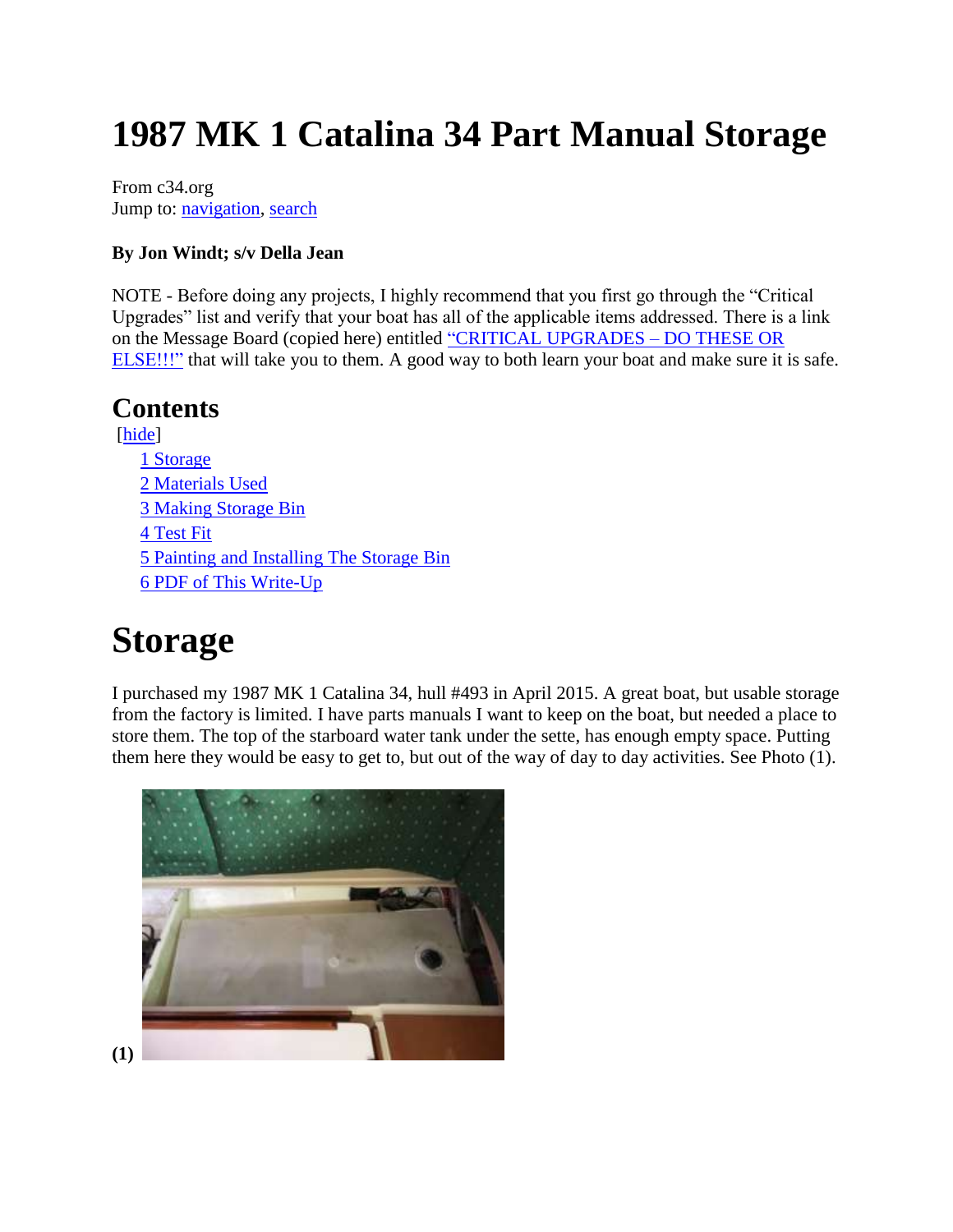# 1987 MK 1 Catalina 34 Part Manual Storage

From c34.org
Jump to: navigation, search

**By Jon Windt; s/v Della Jean**

NOTE - Before doing any projects, I highly recommend that you first go through the "Critical Upgrades" list and verify that your boat has all of the applicable items addressed. There is a link on the Message Board (copied here) entitled "CRITICAL UPGRADES – DO THESE OR ELSE!!!" that will take you to them. A good way to both learn your boat and make sure it is safe.

## Contents

[hide]

1 Storage
2 Materials Used
3 Making Storage Bin
4 Test Fit
5 Painting and Installing The Storage Bin
6 PDF of This Write-Up

# Storage

I purchased my 1987 MK 1 Catalina 34, hull #493 in April 2015. A great boat, but usable storage from the factory is limited. I have parts manuals I want to keep on the boat, but needed a place to store them. The top of the starboard water tank under the sette, has enough empty space. Putting them here they would be easy to get to, but out of the way of day to day activities. See Photo (1).

**(1)**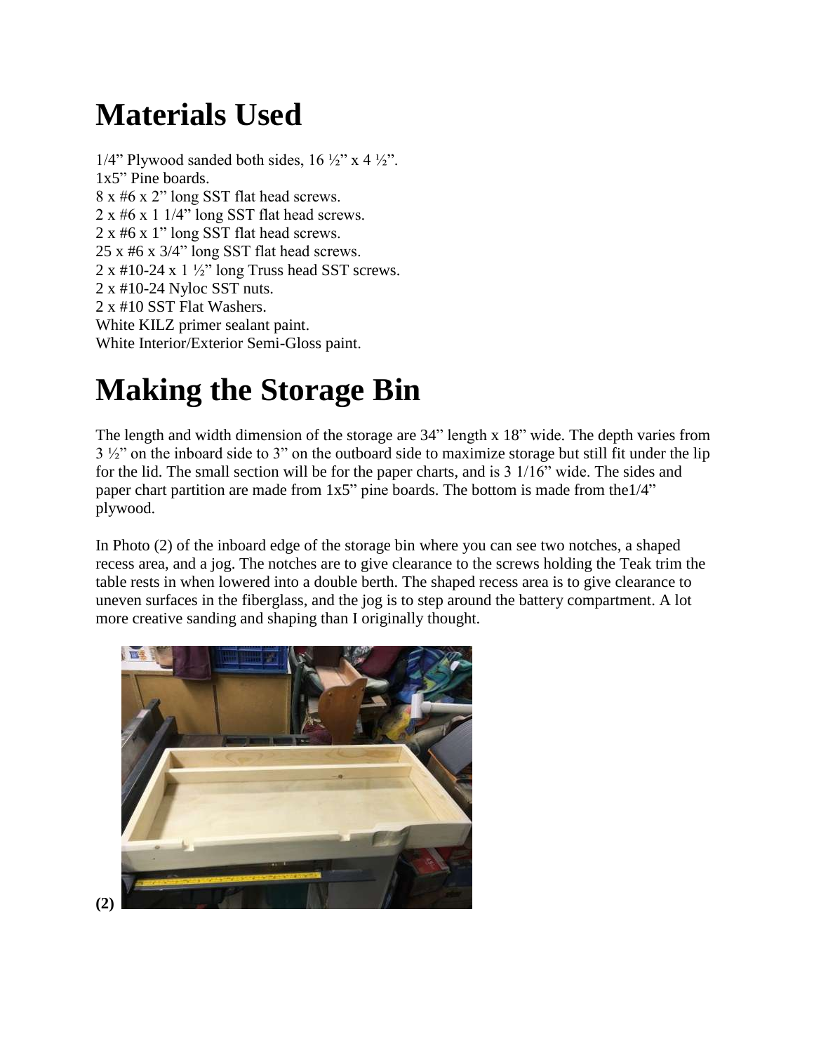# Materials Used

1/4” Plywood sanded both sides, 16 ½” x 4 ½”.
1x5” Pine boards.
8 x #6 x 2” long SST flat head screws.
2 x #6 x 1 1/4” long SST flat head screws.
2 x #6 x 1” long SST flat head screws.
25 x #6 x 3/4” long SST flat head screws.
2 x #10-24 x 1 ½” long Truss head SST screws.
2 x #10-24 Nyloc SST nuts.
2 x #10 SST Flat Washers.
White KILZ primer sealant paint.
White Interior/Exterior Semi-Gloss paint.

# Making the Storage Bin

The length and width dimension of the storage are 34” length x 18” wide. The depth varies from 3 ½” on the inboard side to 3” on the outboard side to maximize storage but still fit under the lip for the lid. The small section will be for the paper charts, and is 3 1/16” wide. The sides and paper chart partition are made from 1x5” pine boards. The bottom is made from the1/4” plywood.

In Photo (2) of the inboard edge of the storage bin where you can see two notches, a shaped recess area, and a jog. The notches are to give clearance to the screws holding the Teak trim the table rests in when lowered into a double berth. The shaped recess area is to give clearance to uneven surfaces in the fiberglass, and the jog is to step around the battery compartment. A lot more creative sanding and shaping than I originally thought.

**(2)**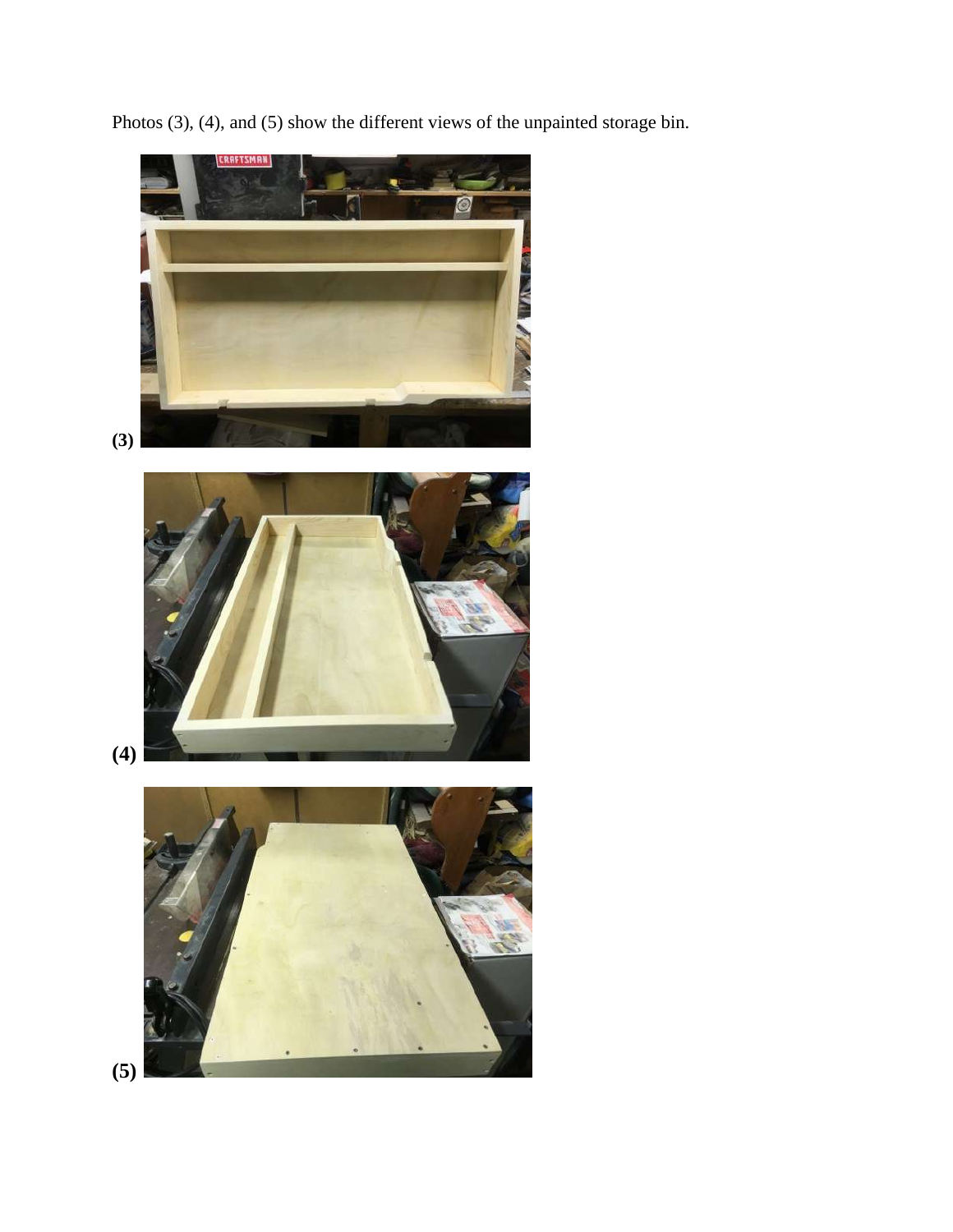Photos (3), (4), and (5) show the different views of the unpainted storage bin.

**(3)**

**(4)**

**(5)**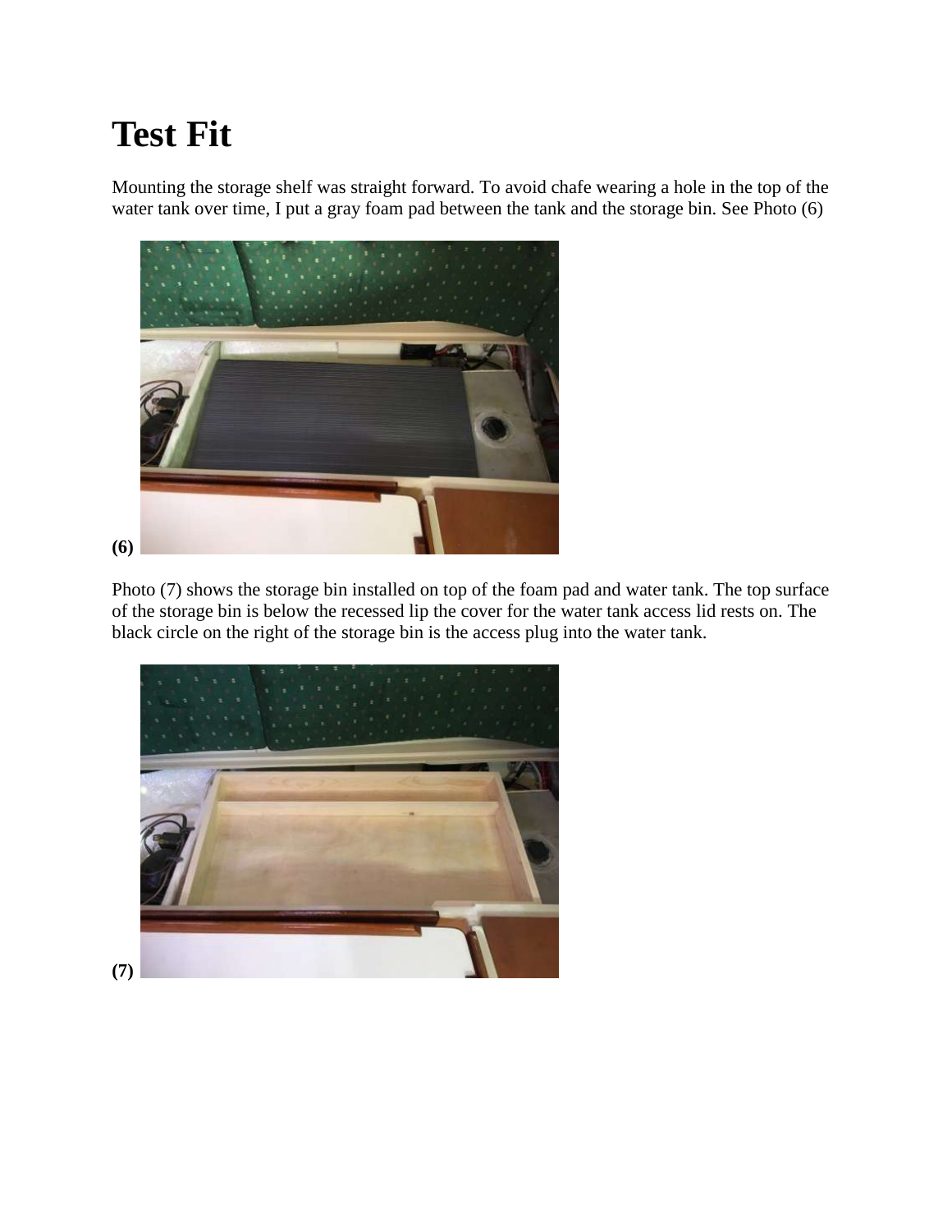# Test Fit

Mounting the storage shelf was straight forward. To avoid chafe wearing a hole in the top of the water tank over time, I put a gray foam pad between the tank and the storage bin. See Photo (6)

**(6)**

Photo (7) shows the storage bin installed on top of the foam pad and water tank. The top surface of the storage bin is below the recessed lip the cover for the water tank access lid rests on. The black circle on the right of the storage bin is the access plug into the water tank.

**(7)**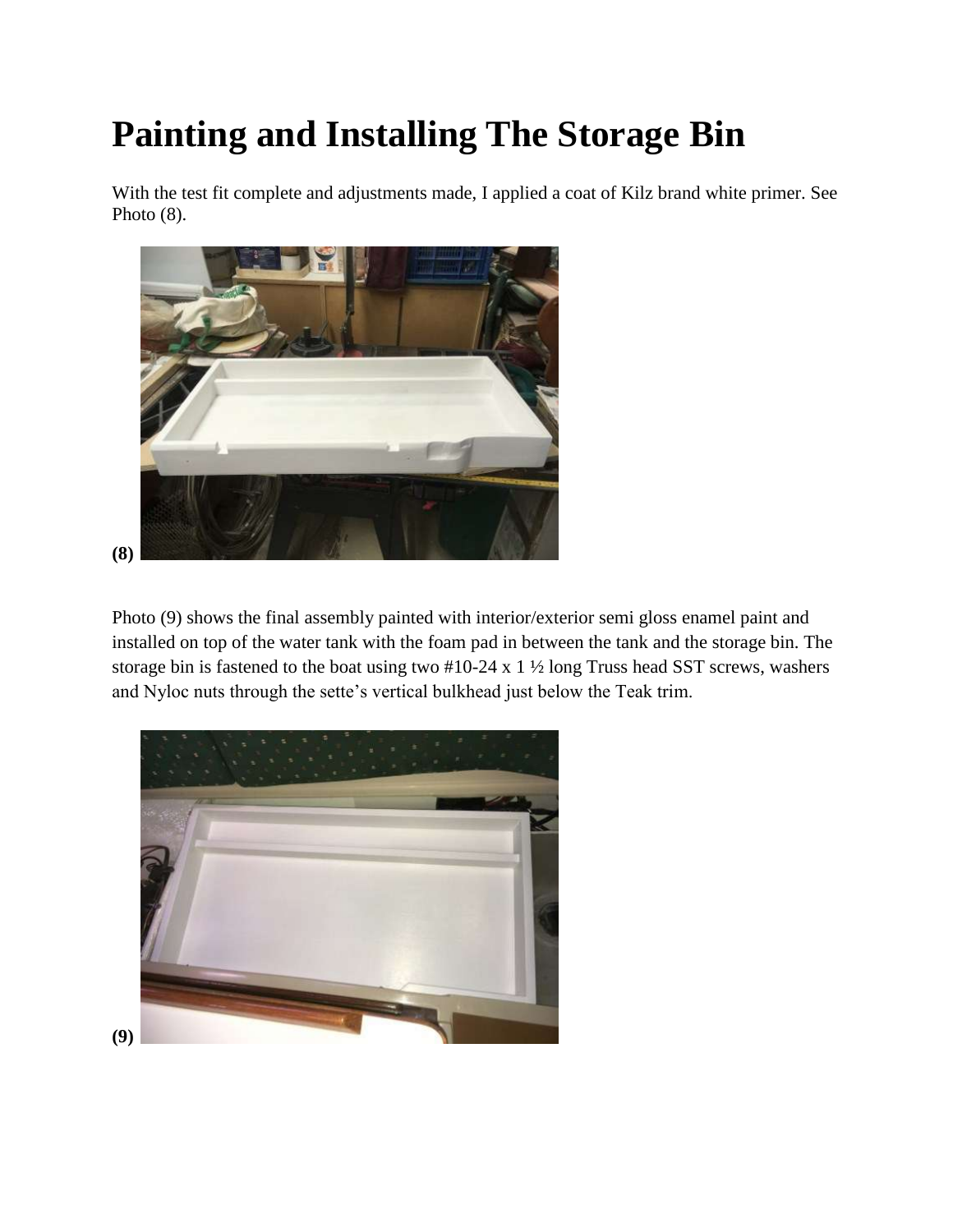# Painting and Installing The Storage Bin

With the test fit complete and adjustments made, I applied a coat of Kilz brand white primer. See Photo (8).

**(8)**

Photo (9) shows the final assembly painted with interior/exterior semi gloss enamel paint and installed on top of the water tank with the foam pad in between the tank and the storage bin. The storage bin is fastened to the boat using two #10-24 x 1 ½ long Truss head SST screws, washers and Nyloc nuts through the sette's vertical bulkhead just below the Teak trim.

**(9)**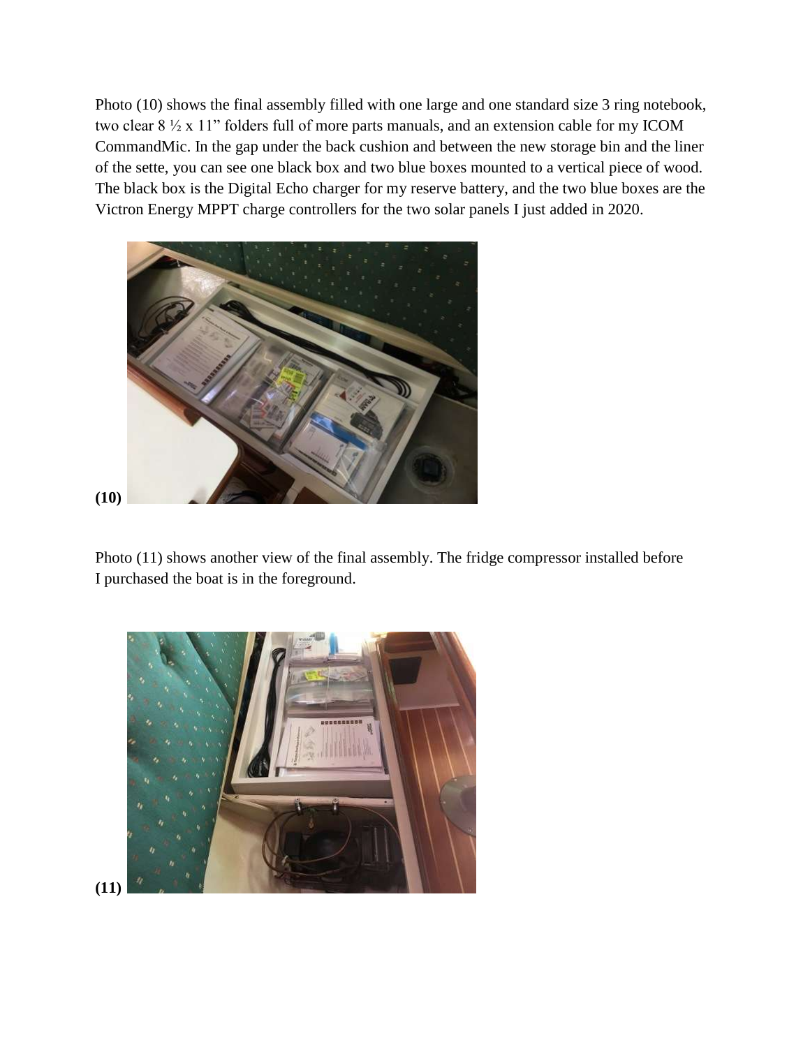Photo (10) shows the final assembly filled with one large and one standard size 3 ring notebook, two clear 8 ½ x 11" folders full of more parts manuals, and an extension cable for my ICOM CommandMic. In the gap under the back cushion and between the new storage bin and the liner of the sette, you can see one black box and two blue boxes mounted to a vertical piece of wood. The black box is the Digital Echo charger for my reserve battery, and the two blue boxes are the Victron Energy MPPT charge controllers for the two solar panels I just added in 2020.

**(10)**

Photo (11) shows another view of the final assembly. The fridge compressor installed before I purchased the boat is in the foreground.

**(11)**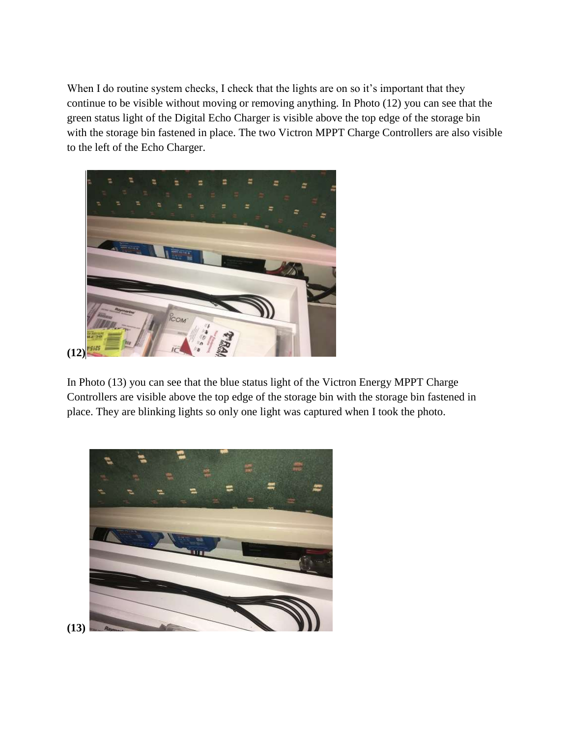When I do routine system checks, I check that the lights are on so it's important that they continue to be visible without moving or removing anything. In Photo (12) you can see that the green status light of the Digital Echo Charger is visible above the top edge of the storage bin with the storage bin fastened in place. The two Victron MPPT Charge Controllers are also visible to the left of the Echo Charger.

**(12)**

In Photo (13) you can see that the blue status light of the Victron Energy MPPT Charge Controllers are visible above the top edge of the storage bin with the storage bin fastened in place. They are blinking lights so only one light was captured when I took the photo.

**(13)**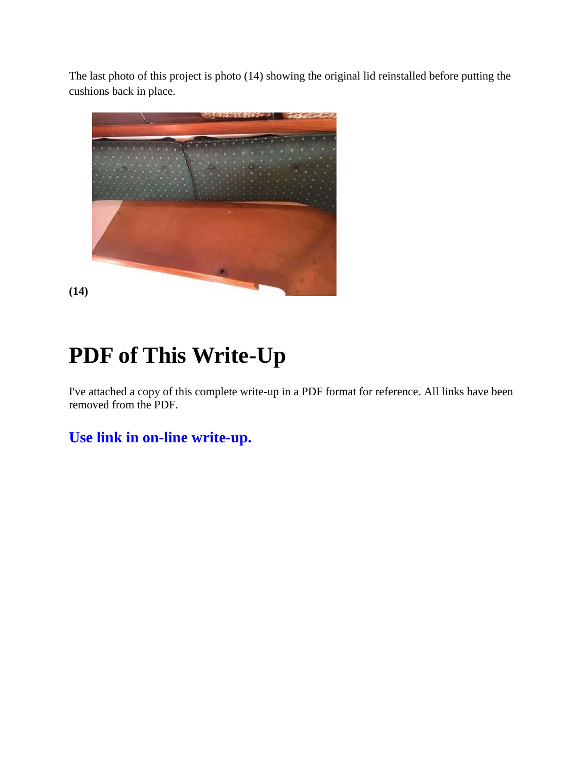The last photo of this project is photo (14) showing the original lid reinstalled before putting the cushions back in place.

**(14)**

# PDF of This Write-Up

I've attached a copy of this complete write-up in a PDF format for reference. All links have been removed from the PDF.

### Use link in on-line write-up.